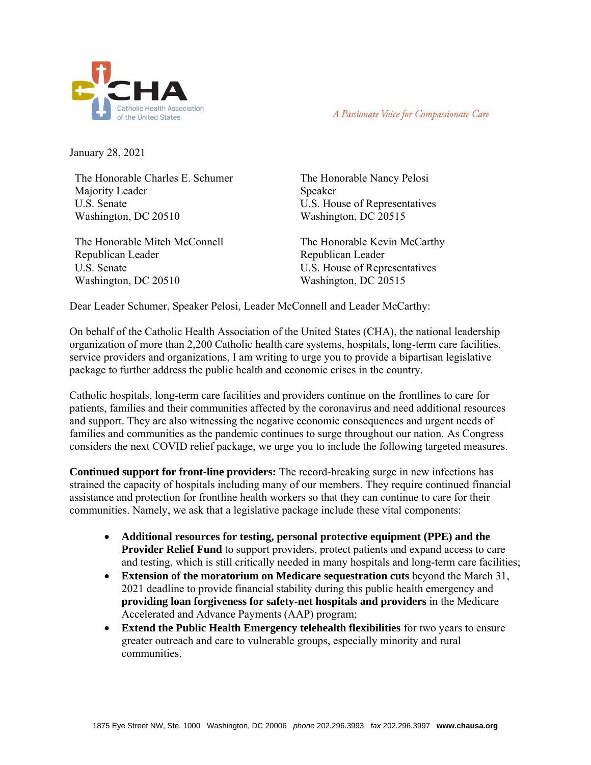CHA
Catholic Health Association of the United States

*A Passionate Voice for Compassionate Care*

January 28, 2021

The Honorable Charles E. Schumer
Majority Leader
U.S. Senate
Washington, DC 20510

The Honorable Nancy Pelosi
Speaker
U.S. House of Representatives
Washington, DC 20515

The Honorable Mitch McConnell
Republican Leader
U.S. Senate
Washington, DC 20510

The Honorable Kevin McCarthy
Republican Leader
U.S. House of Representatives
Washington, DC 20515

Dear Leader Schumer, Speaker Pelosi, Leader McConnell and Leader McCarthy:

On behalf of the Catholic Health Association of the United States (CHA), the national leadership organization of more than 2,200 Catholic health care systems, hospitals, long-term care facilities, service providers and organizations, I am writing to urge you to provide a bipartisan legislative package to further address the public health and economic crises in the country.

Catholic hospitals, long-term care facilities and providers continue on the frontlines to care for patients, families and their communities affected by the coronavirus and need additional resources and support. They are also witnessing the negative economic consequences and urgent needs of families and communities as the pandemic continues to surge throughout our nation. As Congress considers the next COVID relief package, we urge you to include the following targeted measures.

**Continued support for front-line providers:** The record-breaking surge in new infections has strained the capacity of hospitals including many of our members. They require continued financial assistance and protection for frontline health workers so that they can continue to care for their communities. Namely, we ask that a legislative package include these vital components:

- **Additional resources for testing, personal protective equipment (PPE) and the Provider Relief Fund** to support providers, protect patients and expand access to care and testing, which is still critically needed in many hospitals and long-term care facilities;
- **Extension of the moratorium on Medicare sequestration cuts** beyond the March 31, 2021 deadline to provide financial stability during this public health emergency and **providing loan forgiveness for safety-net hospitals and providers** in the Medicare Accelerated and Advance Payments (AAP) program;
- **Extend the Public Health Emergency telehealth flexibilities** for two years to ensure greater outreach and care to vulnerable groups, especially minority and rural communities.

1875 Eye Street NW, Ste. 1000 Washington, DC 20006 *phone* 202.296.3993 *fax* 202.296.3997 **www.chausa.org**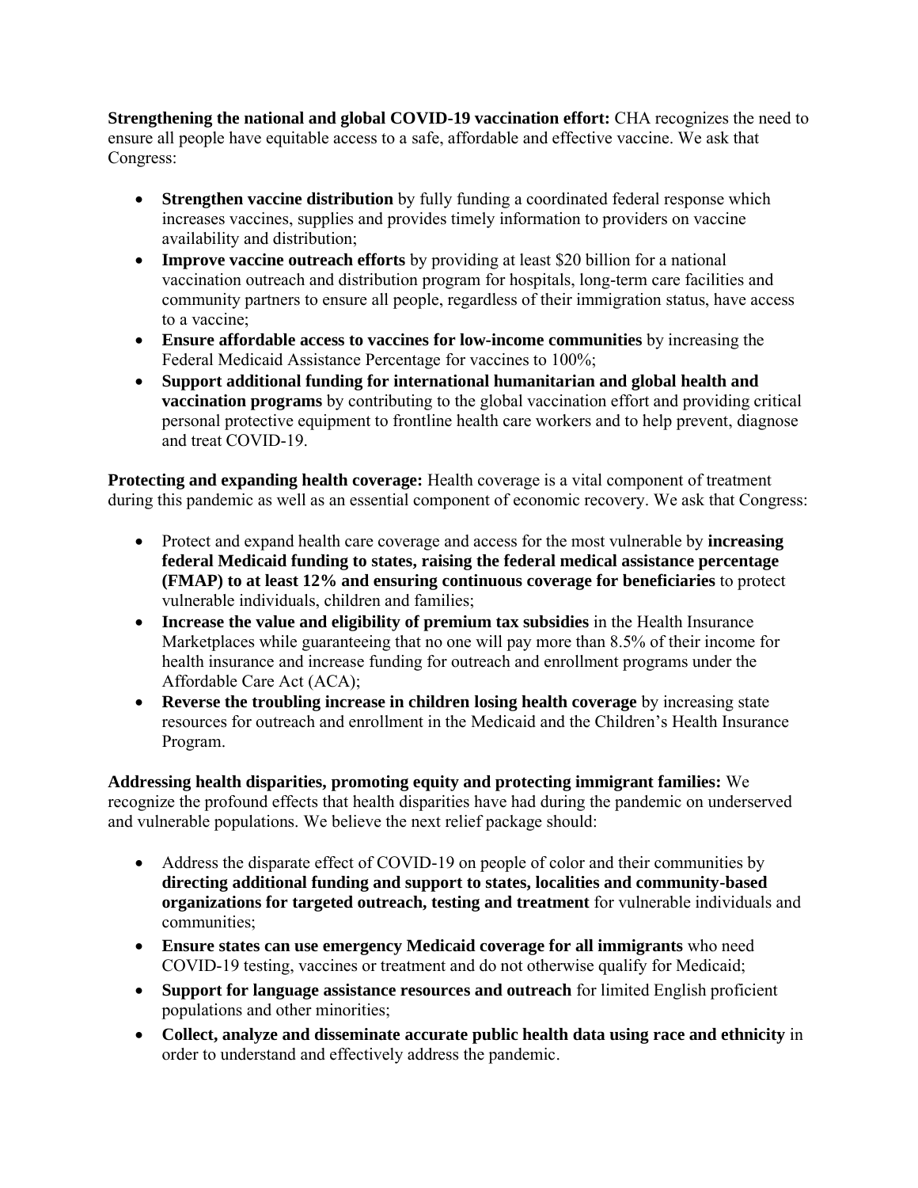**Strengthening the national and global COVID-19 vaccination effort:** CHA recognizes the need to ensure all people have equitable access to a safe, affordable and effective vaccine. We ask that Congress:

- **Strengthen vaccine distribution** by fully funding a coordinated federal response which increases vaccines, supplies and provides timely information to providers on vaccine availability and distribution;
- **Improve vaccine outreach efforts** by providing at least $20 billion for a national vaccination outreach and distribution program for hospitals, long-term care facilities and community partners to ensure all people, regardless of their immigration status, have access to a vaccine;
- **Ensure affordable access to vaccines for low-income communities** by increasing the Federal Medicaid Assistance Percentage for vaccines to 100%;
- **Support additional funding for international humanitarian and global health and vaccination programs** by contributing to the global vaccination effort and providing critical personal protective equipment to frontline health care workers and to help prevent, diagnose and treat COVID-19.

**Protecting and expanding health coverage:** Health coverage is a vital component of treatment during this pandemic as well as an essential component of economic recovery. We ask that Congress:

- Protect and expand health care coverage and access for the most vulnerable by **increasing federal Medicaid funding to states, raising the federal medical assistance percentage (FMAP) to at least 12% and ensuring continuous coverage for beneficiaries** to protect vulnerable individuals, children and families;
- **Increase the value and eligibility of premium tax subsidies** in the Health Insurance Marketplaces while guaranteeing that no one will pay more than 8.5% of their income for health insurance and increase funding for outreach and enrollment programs under the Affordable Care Act (ACA);
- **Reverse the troubling increase in children losing health coverage** by increasing state resources for outreach and enrollment in the Medicaid and the Children's Health Insurance Program.

**Addressing health disparities, promoting equity and protecting immigrant families:** We recognize the profound effects that health disparities have had during the pandemic on underserved and vulnerable populations. We believe the next relief package should:

- Address the disparate effect of COVID-19 on people of color and their communities by **directing additional funding and support to states, localities and community-based organizations for targeted outreach, testing and treatment** for vulnerable individuals and communities;
- **Ensure states can use emergency Medicaid coverage for all immigrants** who need COVID-19 testing, vaccines or treatment and do not otherwise qualify for Medicaid;
- **Support for language assistance resources and outreach** for limited English proficient populations and other minorities;
- **Collect, analyze and disseminate accurate public health data using race and ethnicity** in order to understand and effectively address the pandemic.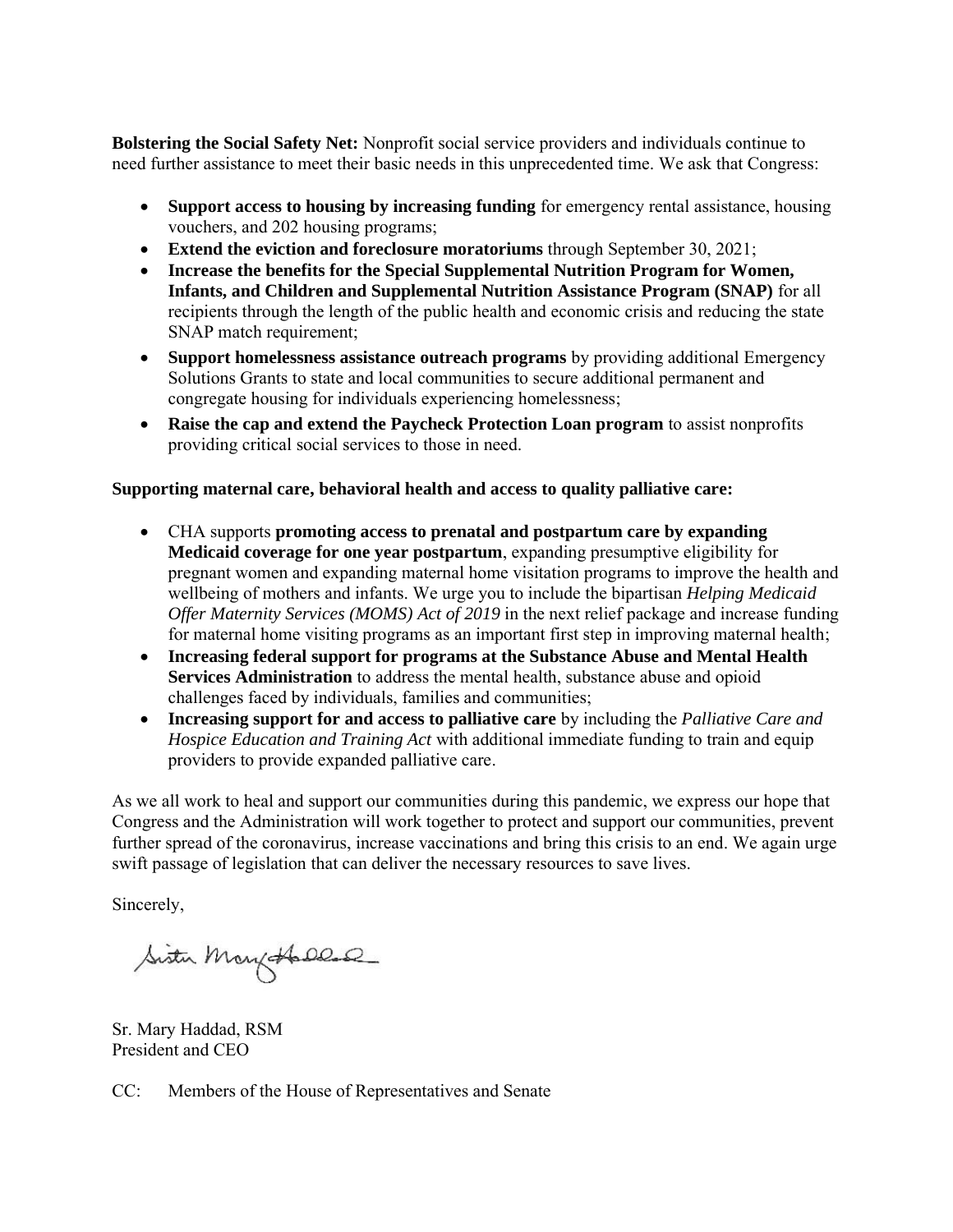**Bolstering the Social Safety Net:** Nonprofit social service providers and individuals continue to need further assistance to meet their basic needs in this unprecedented time. We ask that Congress:

- **Support access to housing by increasing funding** for emergency rental assistance, housing vouchers, and 202 housing programs;
- **Extend the eviction and foreclosure moratoriums** through September 30, 2021;
- **Increase the benefits for the Special Supplemental Nutrition Program for Women, Infants, and Children and Supplemental Nutrition Assistance Program (SNAP)** for all recipients through the length of the public health and economic crisis and reducing the state SNAP match requirement;
- **Support homelessness assistance outreach programs** by providing additional Emergency Solutions Grants to state and local communities to secure additional permanent and congregate housing for individuals experiencing homelessness;
- **Raise the cap and extend the Paycheck Protection Loan program** to assist nonprofits providing critical social services to those in need.

**Supporting maternal care, behavioral health and access to quality palliative care:**

- CHA supports **promoting access to prenatal and postpartum care by expanding Medicaid coverage for one year postpartum**, expanding presumptive eligibility for pregnant women and expanding maternal home visitation programs to improve the health and wellbeing of mothers and infants. We urge you to include the bipartisan *Helping Medicaid Offer Maternity Services (MOMS) Act of 2019* in the next relief package and increase funding for maternal home visiting programs as an important first step in improving maternal health;
- **Increasing federal support for programs at the Substance Abuse and Mental Health Services Administration** to address the mental health, substance abuse and opioid challenges faced by individuals, families and communities;
- **Increasing support for and access to palliative care** by including the *Palliative Care and Hospice Education and Training Act* with additional immediate funding to train and equip providers to provide expanded palliative care.

As we all work to heal and support our communities during this pandemic, we express our hope that Congress and the Administration will work together to protect and support our communities, prevent further spread of the coronavirus, increase vaccinations and bring this crisis to an end. We again urge swift passage of legislation that can deliver the necessary resources to save lives.

Sincerely,

Sister Mary Haddad

Sr. Mary Haddad, RSM
President and CEO

CC: Members of the House of Representatives and Senate